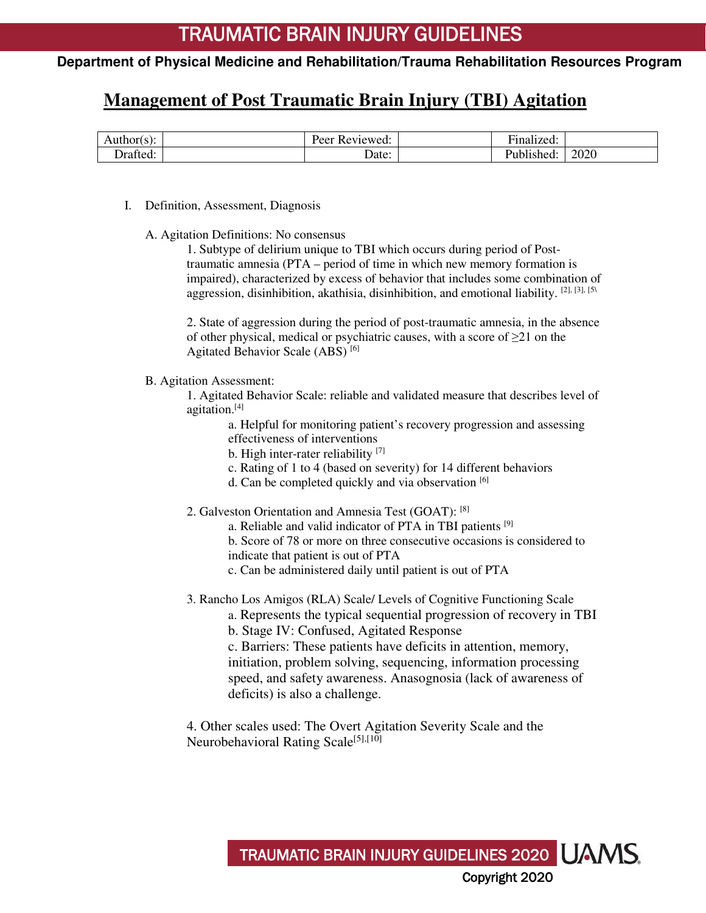# TRAUMATIC BRAIN INJURY GUIDELINES

**Department of Physical Medicine and Rehabilitation/Trauma Rehabilitation Resources Program**

## Management of Post Traumatic Brain Injury (TBI) Agitation

| Author(s): | | Peer Reviewed: | | Finalized: | |
|---|---|---|---|---|---|
| Drafted: | | Date: | | Published: | 2020 |

I. Definition, Assessment, Diagnosis

A. Agitation Definitions: No consensus

1. Subtype of delirium unique to TBI which occurs during period of Post-traumatic amnesia (PTA – period of time in which new memory formation is impaired), characterized by excess of behavior that includes some combination of aggression, disinhibition, akathisia, disinhibition, and emotional liability. [2], [3], [5]

2. State of aggression during the period of post-traumatic amnesia, in the absence of other physical, medical or psychiatric causes, with a score of ≥21 on the Agitated Behavior Scale (ABS) [6]

B. Agitation Assessment:

1. Agitated Behavior Scale: reliable and validated measure that describes level of agitation.[4]
   - a. Helpful for monitoring patient's recovery progression and assessing effectiveness of interventions
   - b. High inter-rater reliability [7]
   - c. Rating of 1 to 4 (based on severity) for 14 different behaviors
   - d. Can be completed quickly and via observation [6]

2. Galveston Orientation and Amnesia Test (GOAT): [8]
   - a. Reliable and valid indicator of PTA in TBI patients [9]
   - b. Score of 78 or more on three consecutive occasions is considered to indicate that patient is out of PTA
   - c. Can be administered daily until patient is out of PTA

3. Rancho Los Amigos (RLA) Scale/ Levels of Cognitive Functioning Scale
   - a. Represents the typical sequential progression of recovery in TBI
   - b. Stage IV: Confused, Agitated Response
   - c. Barriers: These patients have deficits in attention, memory, initiation, problem solving, sequencing, information processing speed, and safety awareness. Anasognosia (lack of awareness of deficits) is also a challenge.

4. Other scales used: The Overt Agitation Severity Scale and the Neurobehavioral Rating Scale[5],[10]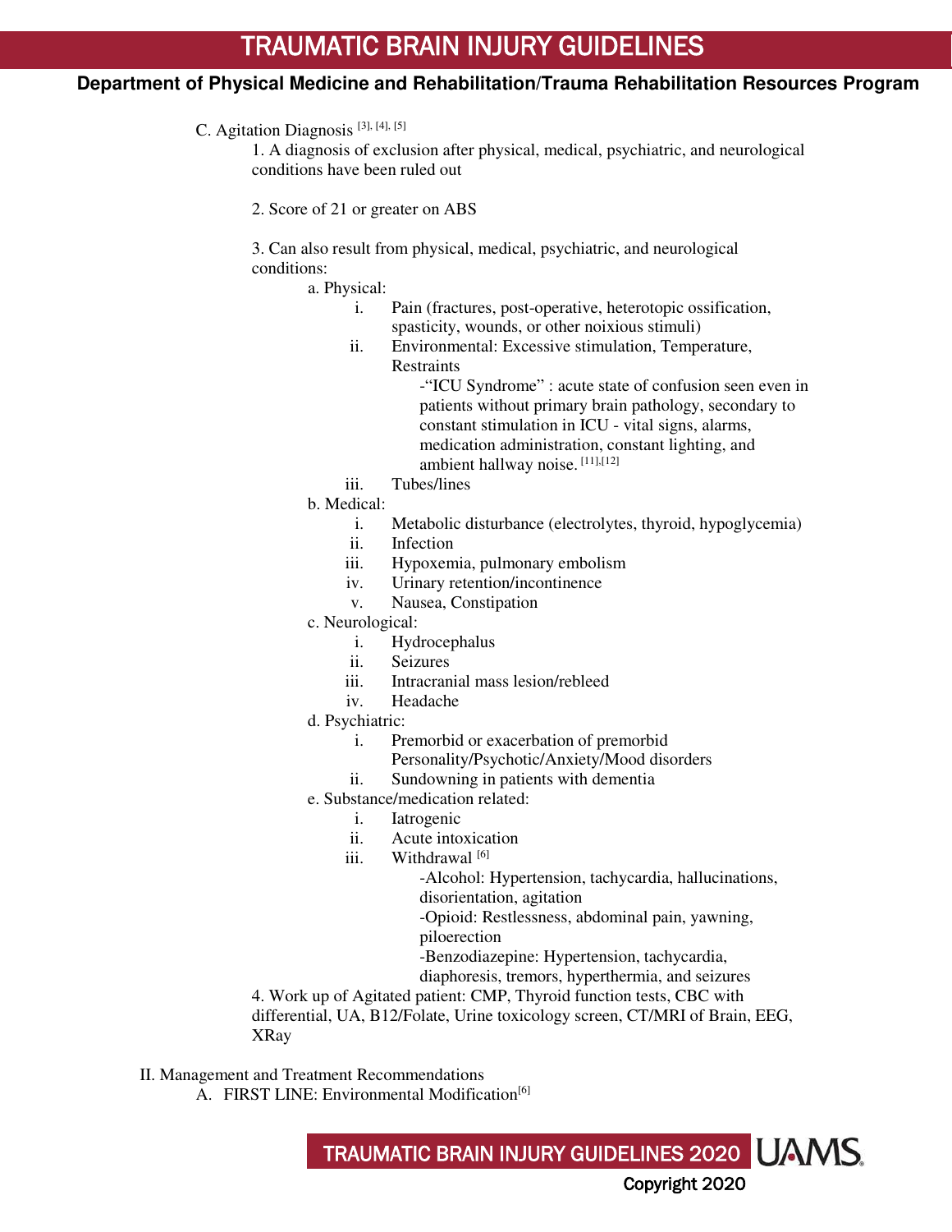C. Agitation Diagnosis [3], [4], [5]

1. A diagnosis of exclusion after physical, medical, psychiatric, and neurological conditions have been ruled out

2. Score of 21 or greater on ABS

3. Can also result from physical, medical, psychiatric, and neurological conditions:

   a. Physical:
      - i. Pain (fractures, post-operative, heterotopic ossification, spasticity, wounds, or other noixious stimuli)
      - ii. Environmental: Excessive stimulation, Temperature, Restraints
        - -"ICU Syndrome" : acute state of confusion seen even in patients without primary brain pathology, secondary to constant stimulation in ICU - vital signs, alarms, medication administration, constant lighting, and ambient hallway noise. [11],[12]
      - iii. Tubes/lines

   b. Medical:
      - i. Metabolic disturbance (electrolytes, thyroid, hypoglycemia)
      - ii. Infection
      - iii. Hypoxemia, pulmonary embolism
      - iv. Urinary retention/incontinence
      - v. Nausea, Constipation

   c. Neurological:
      - i. Hydrocephalus
      - ii. Seizures
      - iii. Intracranial mass lesion/rebleed
      - iv. Headache

   d. Psychiatric:
      - i. Premorbid or exacerbation of premorbid Personality/Psychotic/Anxiety/Mood disorders
      - ii. Sundowning in patients with dementia

   e. Substance/medication related:
      - i. Iatrogenic
      - ii. Acute intoxication
      - iii. Withdrawal [6]
        - -Alcohol: Hypertension, tachycardia, hallucinations, disorientation, agitation
        - -Opioid: Restlessness, abdominal pain, yawning, piloerection
        - -Benzodiazepine: Hypertension, tachycardia, diaphoresis, tremors, hyperthermia, and seizures

4. Work up of Agitated patient: CMP, Thyroid function tests, CBC with differential, UA, B12/Folate, Urine toxicology screen, CT/MRI of Brain, EEG, XRay

II. Management and Treatment Recommendations

A. FIRST LINE: Environmental Modification[6]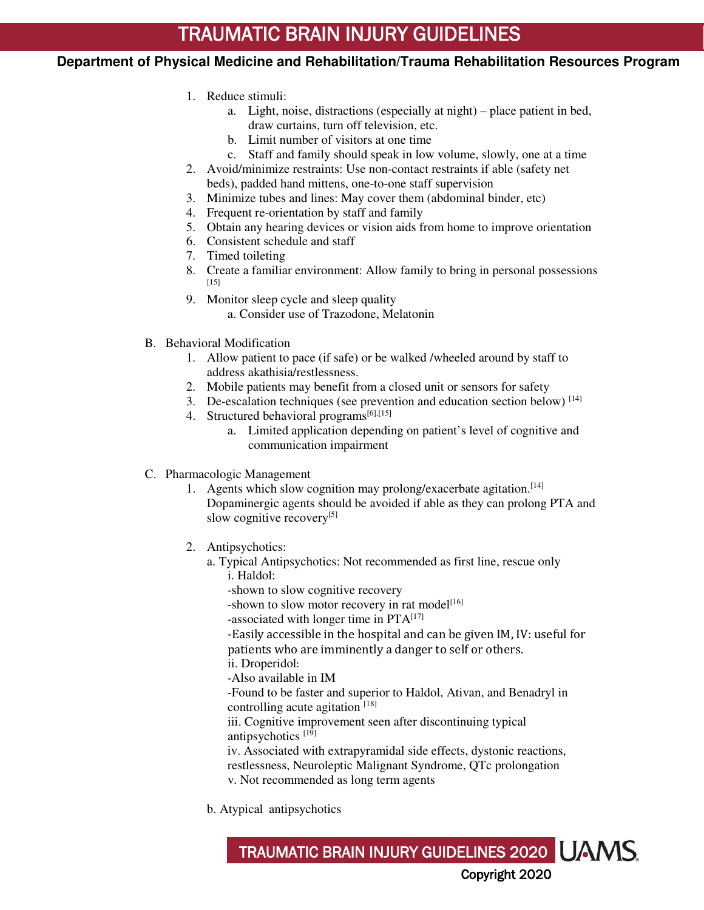1. Reduce stimuli:
    a. Light, noise, distractions (especially at night) – place patient in bed, draw curtains, turn off television, etc.
    b. Limit number of visitors at one time
    c. Staff and family should speak in low volume, slowly, one at a time
2. Avoid/minimize restraints: Use non-contact restraints if able (safety net beds), padded hand mittens, one-to-one staff supervision
3. Minimize tubes and lines: May cover them (abdominal binder, etc)
4. Frequent re-orientation by staff and family
5. Obtain any hearing devices or vision aids from home to improve orientation
6. Consistent schedule and staff
7. Timed toileting
8. Create a familiar environment: Allow family to bring in personal possessions [15]
9. Monitor sleep cycle and sleep quality
    a. Consider use of Trazodone, Melatonin

B. Behavioral Modification
1. Allow patient to pace (if safe) or be walked /wheeled around by staff to address akathisia/restlessness.
2. Mobile patients may benefit from a closed unit or sensors for safety
3. De-escalation techniques (see prevention and education section below) [14]
4. Structured behavioral programs[6],[15]
    a. Limited application depending on patient's level of cognitive and communication impairment

C. Pharmacologic Management
1. Agents which slow cognition may prolong/exacerbate agitation.[14] Dopaminergic agents should be avoided if able as they can prolong PTA and slow cognitive recovery[5]

2. Antipsychotics:
    a. Typical Antipsychotics: Not recommended as first line, rescue only
        i. Haldol:
        -shown to slow cognitive recovery
        -shown to slow motor recovery in rat model[16]
        -associated with longer time in PTA[17]
        -Easily accessible in the hospital and can be given IM, IV: useful for patients who are imminently a danger to self or others.
        ii. Droperidol:
        -Also available in IM
        -Found to be faster and superior to Haldol, Ativan, and Benadryl in controlling acute agitation [18]
        iii. Cognitive improvement seen after discontinuing typical antipsychotics [19]
        iv. Associated with extrapyramidal side effects, dystonic reactions, restlessness, Neuroleptic Malignant Syndrome, QTc prolongation
        v. Not recommended as long term agents

    b. Atypical antipsychotics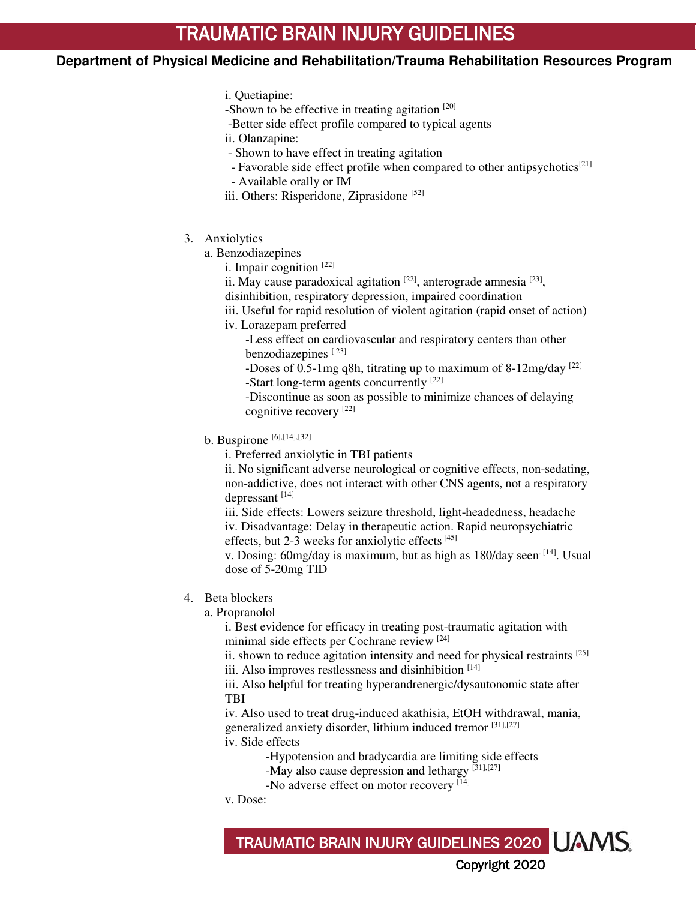i. Quetiapine:

-Shown to be effective in treating agitation [20]

-Better side effect profile compared to typical agents

ii. Olanzapine:

- Shown to have effect in treating agitation
- Favorable side effect profile when compared to other antipsychotics[21]
- Available orally or IM

iii. Others: Risperidone, Ziprasidone [52]

3. Anxiolytics
   a. Benzodiazepines

      i. Impair cognition [22]

      ii. May cause paradoxical agitation [22], anterograde amnesia [23], disinhibition, respiratory depression, impaired coordination

      iii. Useful for rapid resolution of violent agitation (rapid onset of action)

      iv. Lorazepam preferred

      -Less effect on cardiovascular and respiratory centers than other benzodiazepines [23]

      -Doses of 0.5-1mg q8h, titrating up to maximum of 8-12mg/day [22]

      -Start long-term agents concurrently [22]

      -Discontinue as soon as possible to minimize chances of delaying cognitive recovery [22]

   b. Buspirone [6],[14],[32]

      i. Preferred anxiolytic in TBI patients

      ii. No significant adverse neurological or cognitive effects, non-sedating, non-addictive, does not interact with other CNS agents, not a respiratory depressant [14]

      iii. Side effects: Lowers seizure threshold, light-headedness, headache

      iv. Disadvantage: Delay in therapeutic action. Rapid neuropsychiatric effects, but 2-3 weeks for anxiolytic effects [45]

      v. Dosing: 60mg/day is maximum, but as high as 180/day seen. [14]. Usual dose of 5-20mg TID

4. Beta blockers
   a. Propranolol

      i. Best evidence for efficacy in treating post-traumatic agitation with minimal side effects per Cochrane review [24]

      ii. shown to reduce agitation intensity and need for physical restraints [25]

      iii. Also improves restlessness and disinhibition [14]

      iii. Also helpful for treating hyperandrenergic/dysautonomic state after TBI

      iv. Also used to treat drug-induced akathisia, EtOH withdrawal, mania, generalized anxiety disorder, lithium induced tremor [31],[27]

      iv. Side effects

      -Hypotension and bradycardia are limiting side effects

      -May also cause depression and lethargy [31],[27]

      -No adverse effect on motor recovery [14]

      v. Dose: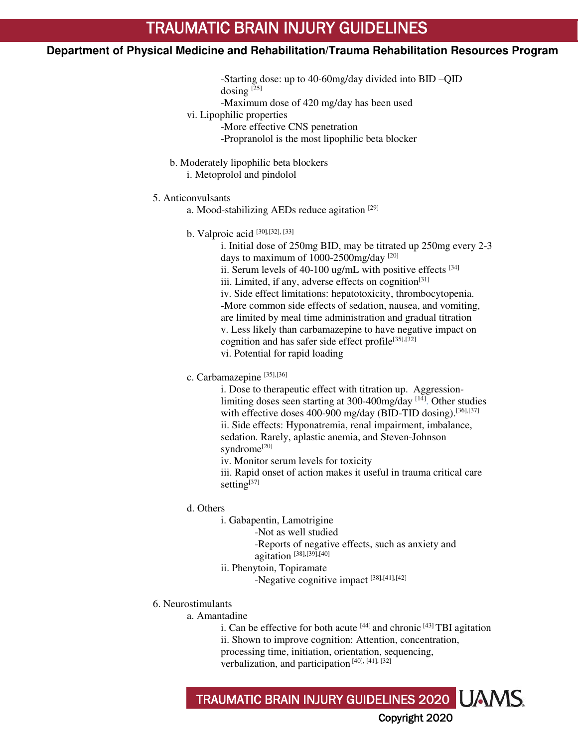-Starting dose: up to 40-60mg/day divided into BID –QID dosing [25]

-Maximum dose of 420 mg/day has been used

vi. Lipophilic properties

-More effective CNS penetration

-Propranolol is the most lipophilic beta blocker

b. Moderately lipophilic beta blockers

i. Metoprolol and pindolol

5. Anticonvulsants

a. Mood-stabilizing AEDs reduce agitation [29]

b. Valproic acid [30],[32], [33]

i. Initial dose of 250mg BID, may be titrated up 250mg every 2-3 days to maximum of 1000-2500mg/day [20]

ii. Serum levels of 40-100 ug/mL with positive effects [34]

iii. Limited, if any, adverse effects on cognition[31]

iv. Side effect limitations: hepatotoxicity, thrombocytopenia.

-More common side effects of sedation, nausea, and vomiting, are limited by meal time administration and gradual titration

v. Less likely than carbamazepine to have negative impact on cognition and has safer side effect profile[35],[32]

vi. Potential for rapid loading

c. Carbamazepine [35],[36]

i. Dose to therapeutic effect with titration up. Aggression-limiting doses seen starting at 300-400mg/day [14]. Other studies with effective doses 400-900 mg/day (BID-TID dosing).[36],[37]

ii. Side effects: Hyponatremia, renal impairment, imbalance, sedation. Rarely, aplastic anemia, and Steven-Johnson syndrome[20]

iv. Monitor serum levels for toxicity

iii. Rapid onset of action makes it useful in trauma critical care setting[37]

d. Others

i. Gabapentin, Lamotrigine

-Not as well studied

-Reports of negative effects, such as anxiety and agitation [38],[39],[40]

ii. Phenytoin, Topiramate

-Negative cognitive impact [38],[41],[42]

6. Neurostimulants

a. Amantadine

i. Can be effective for both acute [44] and chronic [43] TBI agitation

ii. Shown to improve cognition: Attention, concentration, processing time, initiation, orientation, sequencing, verbalization, and participation [40], [41], [32]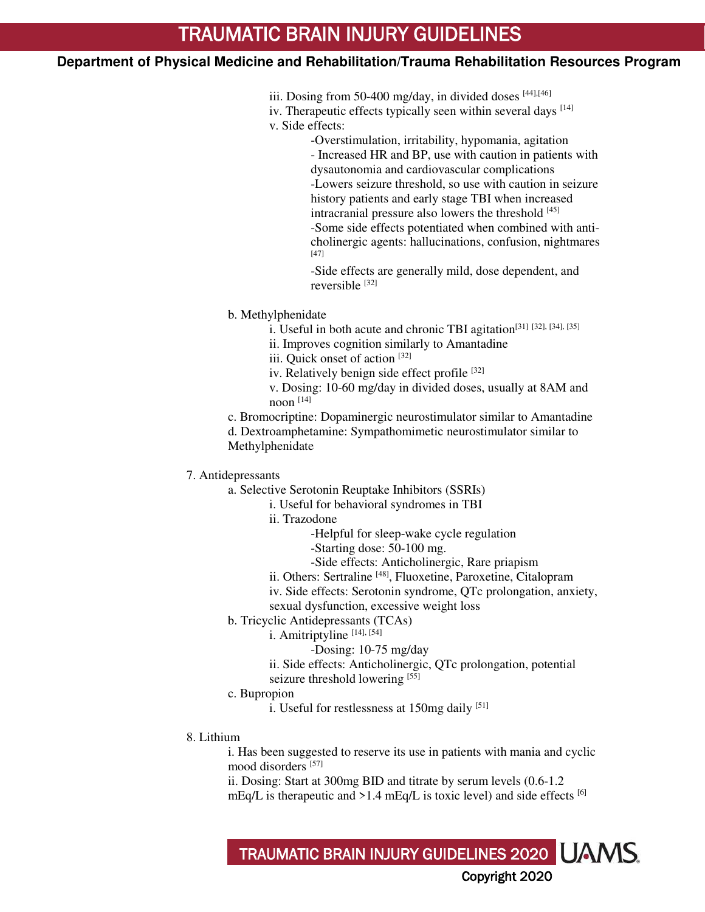iii. Dosing from 50-400 mg/day, in divided doses [44],[46]
iv. Therapeutic effects typically seen within several days [14]
v. Side effects:

-Overstimulation, irritability, hypomania, agitation
- Increased HR and BP, use with caution in patients with dysautonomia and cardiovascular complications
-Lowers seizure threshold, so use with caution in seizure history patients and early stage TBI when increased intracranial pressure also lowers the threshold [45]
-Some side effects potentiated when combined with anti-cholinergic agents: hallucinations, confusion, nightmares [47]
-Side effects are generally mild, dose dependent, and reversible [32]

b. Methylphenidate

i. Useful in both acute and chronic TBI agitation[31] [32], [34], [35]
ii. Improves cognition similarly to Amantadine
iii. Quick onset of action [32]
iv. Relatively benign side effect profile [32]
v. Dosing: 10-60 mg/day in divided doses, usually at 8AM and noon [14]

c. Bromocriptine: Dopaminergic neurostimulator similar to Amantadine
d. Dextroamphetamine: Sympathomimetic neurostimulator similar to Methylphenidate

7. Antidepressants

a. Selective Serotonin Reuptake Inhibitors (SSRIs)

i. Useful for behavioral syndromes in TBI
ii. Trazodone

-Helpful for sleep-wake cycle regulation
-Starting dose: 50-100 mg.
-Side effects: Anticholinergic, Rare priapism

ii. Others: Sertraline [48], Fluoxetine, Paroxetine, Citalopram
iv. Side effects: Serotonin syndrome, QTc prolongation, anxiety, sexual dysfunction, excessive weight loss

b. Tricyclic Antidepressants (TCAs)

i. Amitriptyline [14], [54]

-Dosing: 10-75 mg/day

ii. Side effects: Anticholinergic, QTc prolongation, potential seizure threshold lowering [55]

c. Bupropion

i. Useful for restlessness at 150mg daily [51]

8. Lithium

i. Has been suggested to reserve its use in patients with mania and cyclic mood disorders [57]
ii. Dosing: Start at 300mg BID and titrate by serum levels (0.6-1.2 mEq/L is therapeutic and >1.4 mEq/L is toxic level) and side effects [6]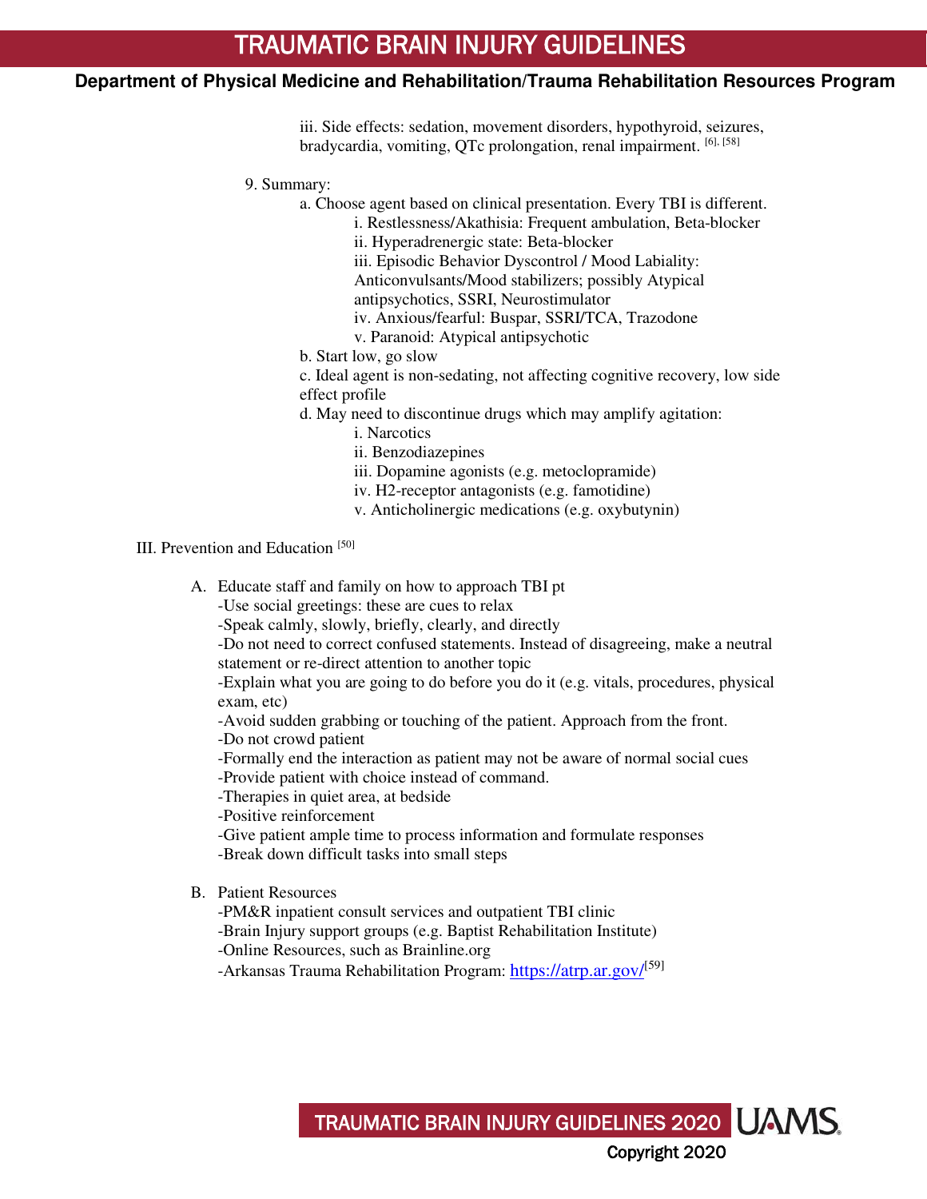iii. Side effects: sedation, movement disorders, hypothyroid, seizures, bradycardia, vomiting, QTc prolongation, renal impairment. [6], [58]

9. Summary:
    a. Choose agent based on clinical presentation. Every TBI is different.
        i. Restlessness/Akathisia: Frequent ambulation, Beta-blocker
        ii. Hyperadrenergic state: Beta-blocker
        iii. Episodic Behavior Dyscontrol / Mood Labiality: Anticonvulsants/Mood stabilizers; possibly Atypical antipsychotics, SSRI, Neurostimulator
        iv. Anxious/fearful: Buspar, SSRI/TCA, Trazodone
        v. Paranoid: Atypical antipsychotic
    b. Start low, go slow
    c. Ideal agent is non-sedating, not affecting cognitive recovery, low side effect profile
    d. May need to discontinue drugs which may amplify agitation:
        i. Narcotics
        ii. Benzodiazepines
        iii. Dopamine agonists (e.g. metoclopramide)
        iv. H2-receptor antagonists (e.g. famotidine)
        v. Anticholinergic medications (e.g. oxybutynin)

## III. Prevention and Education [50]

A. Educate staff and family on how to approach TBI pt
   -Use social greetings: these are cues to relax
   -Speak calmly, slowly, briefly, clearly, and directly
   -Do not need to correct confused statements. Instead of disagreeing, make a neutral statement or re-direct attention to another topic
   -Explain what you are going to do before you do it (e.g. vitals, procedures, physical exam, etc)
   -Avoid sudden grabbing or touching of the patient. Approach from the front.
   -Do not crowd patient
   -Formally end the interaction as patient may not be aware of normal social cues
   -Provide patient with choice instead of command.
   -Therapies in quiet area, at bedside
   -Positive reinforcement
   -Give patient ample time to process information and formulate responses
   -Break down difficult tasks into small steps

B. Patient Resources
   -PM&R inpatient consult services and outpatient TBI clinic
   -Brain Injury support groups (e.g. Baptist Rehabilitation Institute)
   -Online Resources, such as Brainline.org
   -Arkansas Trauma Rehabilitation Program: https://atrp.ar.gov/[59]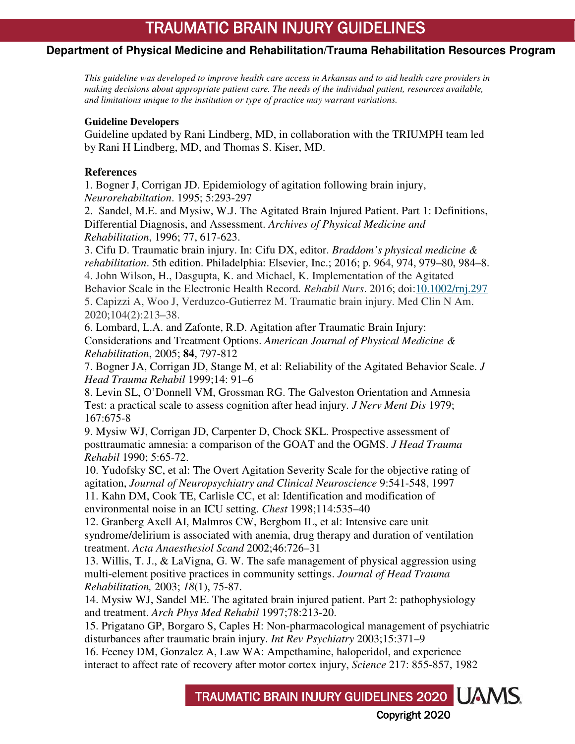This guideline was developed to improve health care access in Arkansas and to aid health care providers in making decisions about appropriate patient care. The needs of the individual patient, resources available, and limitations unique to the institution or type of practice may warrant variations.

**Guideline Developers**

Guideline updated by Rani Lindberg, MD, in collaboration with the TRIUMPH team led by Rani H Lindberg, MD, and Thomas S. Kiser, MD.

**References**

1. Bogner J, Corrigan JD. Epidemiology of agitation following brain injury, *Neurorehabiltation*. 1995; 5:293-297
2. Sandel, M.E. and Mysiw, W.J. The Agitated Brain Injured Patient. Part 1: Definitions, Differential Diagnosis, and Assessment. *Archives of Physical Medicine and Rehabilitation*, 1996; 77, 617-623.
3. Cifu D. Traumatic brain injury. In: Cifu DX, editor. *Braddom's physical medicine & rehabilitation*. 5th edition. Philadelphia: Elsevier, Inc.; 2016; p. 964, 974, 979–80, 984–8.
4. John Wilson, H., Dasgupta, K. and Michael, K. Implementation of the Agitated Behavior Scale in the Electronic Health Record. *Rehabil Nurs*. 2016; doi:10.1002/rnj.297
5. Capizzi A, Woo J, Verduzco-Gutierrez M. Traumatic brain injury. Med Clin N Am. 2020;104(2):213–38.
6. Lombard, L.A. and Zafonte, R.D. Agitation after Traumatic Brain Injury: Considerations and Treatment Options. *American Journal of Physical Medicine & Rehabilitation*, 2005; **84**, 797-812
7. Bogner JA, Corrigan JD, Stange M, et al: Reliability of the Agitated Behavior Scale. *J Head Trauma Rehabil* 1999;14: 91–6
8. Levin SL, O'Donnell VM, Grossman RG. The Galveston Orientation and Amnesia Test: a practical scale to assess cognition after head injury. *J Nerv Ment Dis* 1979; 167:675-8
9. Mysiw WJ, Corrigan JD, Carpenter D, Chock SKL. Prospective assessment of posttraumatic amnesia: a comparison of the GOAT and the OGMS. *J Head Trauma Rehabil* 1990; 5:65-72.
10. Yudofsky SC, et al: The Overt Agitation Severity Scale for the objective rating of agitation, *Journal of Neuropsychiatry and Clinical Neuroscience* 9:541-548, 1997
11. Kahn DM, Cook TE, Carlisle CC, et al: Identification and modification of environmental noise in an ICU setting. *Chest* 1998;114:535–40
12. Granberg Axell AI, Malmros CW, Bergbom IL, et al: Intensive care unit syndrome/delirium is associated with anemia, drug therapy and duration of ventilation treatment. *Acta Anaesthesiol Scand* 2002;46:726–31
13. Willis, T. J., & LaVigna, G. W. The safe management of physical aggression using multi-element positive practices in community settings. *Journal of Head Trauma Rehabilitation,* 2003; *18*(1), 75-87.
14. Mysiw WJ, Sandel ME. The agitated brain injured patient. Part 2: pathophysiology and treatment. *Arch Phys Med Rehabil* 1997;78:213-20.
15. Prigatano GP, Borgaro S, Caples H: Non-pharmacological management of psychiatric disturbances after traumatic brain injury. *Int Rev Psychiatry* 2003;15:371–9
16. Feeney DM, Gonzalez A, Law WA: Ampethamine, haloperidol, and experience interact to affect rate of recovery after motor cortex injury, *Science* 217: 855-857, 1982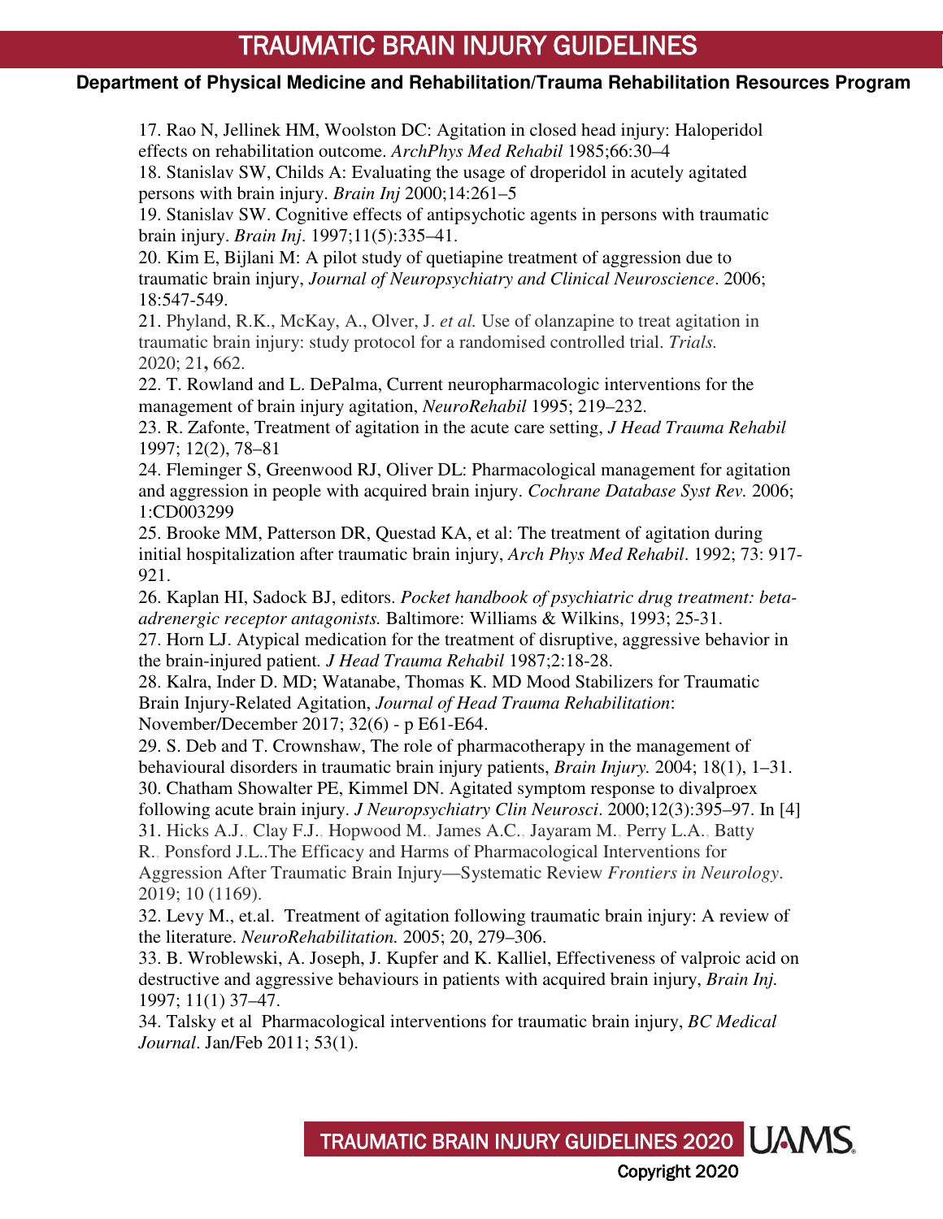17. Rao N, Jellinek HM, Woolston DC: Agitation in closed head injury: Haloperidol effects on rehabilitation outcome. *ArchPhys Med Rehabil* 1985;66:30–4

18. Stanislav SW, Childs A: Evaluating the usage of droperidol in acutely agitated persons with brain injury. *Brain Inj* 2000;14:261–5

19. Stanislav SW. Cognitive effects of antipsychotic agents in persons with traumatic brain injury. *Brain Inj*. 1997;11(5):335–41.

20. Kim E, Bijlani M: A pilot study of quetiapine treatment of aggression due to traumatic brain injury, *Journal of Neuropsychiatry and Clinical Neuroscience*. 2006; 18:547-549.

21. Phyland, R.K., McKay, A., Olver, J. *et al.* Use of olanzapine to treat agitation in traumatic brain injury: study protocol for a randomised controlled trial. *Trials.* 2020; 21**,** 662.

22. T. Rowland and L. DePalma, Current neuropharmacologic interventions for the management of brain injury agitation, *NeuroRehabil* 1995; 219–232.

23. R. Zafonte, Treatment of agitation in the acute care setting, *J Head Trauma Rehabil* 1997; 12(2), 78–81

24. Fleminger S, Greenwood RJ, Oliver DL: Pharmacological management for agitation and aggression in people with acquired brain injury. *Cochrane Database Syst Rev.* 2006; 1:CD003299

25. Brooke MM, Patterson DR, Questad KA, et al: The treatment of agitation during initial hospitalization after traumatic brain injury, *Arch Phys Med Rehabil*. 1992; 73: 917-921.

26. Kaplan HI, Sadock BJ, editors. *Pocket handbook of psychiatric drug treatment: beta-adrenergic receptor antagonists.* Baltimore: Williams & Wilkins, 1993; 25-31.

27. Horn LJ. Atypical medication for the treatment of disruptive, aggressive behavior in the brain-injured patient*. J Head Trauma Rehabil* 1987;2:18-28.

28. Kalra, Inder D. MD; Watanabe, Thomas K. MD Mood Stabilizers for Traumatic Brain Injury-Related Agitation, *Journal of Head Trauma Rehabilitation*: November/December 2017; 32(6) - p E61-E64.

29. S. Deb and T. Crownshaw, The role of pharmacotherapy in the management of behavioural disorders in traumatic brain injury patients, *Brain Injury.* 2004; 18(1), 1–31.

30. Chatham Showalter PE, Kimmel DN. Agitated symptom response to divalproex following acute brain injury. *J Neuropsychiatry Clin Neurosci*. 2000;12(3):395–97. In [4]

31. Hicks A.J., Clay F.J., Hopwood M., James A.C., Jayaram M., Perry L.A., Batty R., Ponsford J.L..The Efficacy and Harms of Pharmacological Interventions for Aggression After Traumatic Brain Injury—Systematic Review *Frontiers in Neurology*. 2019; 10 (1169).

32. Levy M., et.al. Treatment of agitation following traumatic brain injury: A review of the literature. *NeuroRehabilitation.* 2005; 20, 279–306.

33. B. Wroblewski, A. Joseph, J. Kupfer and K. Kalliel, Effectiveness of valproic acid on destructive and aggressive behaviours in patients with acquired brain injury, *Brain Inj.* 1997; 11(1) 37–47.

34. Talsky et al Pharmacological interventions for traumatic brain injury, *BC Medical Journal*. Jan/Feb 2011; 53(1).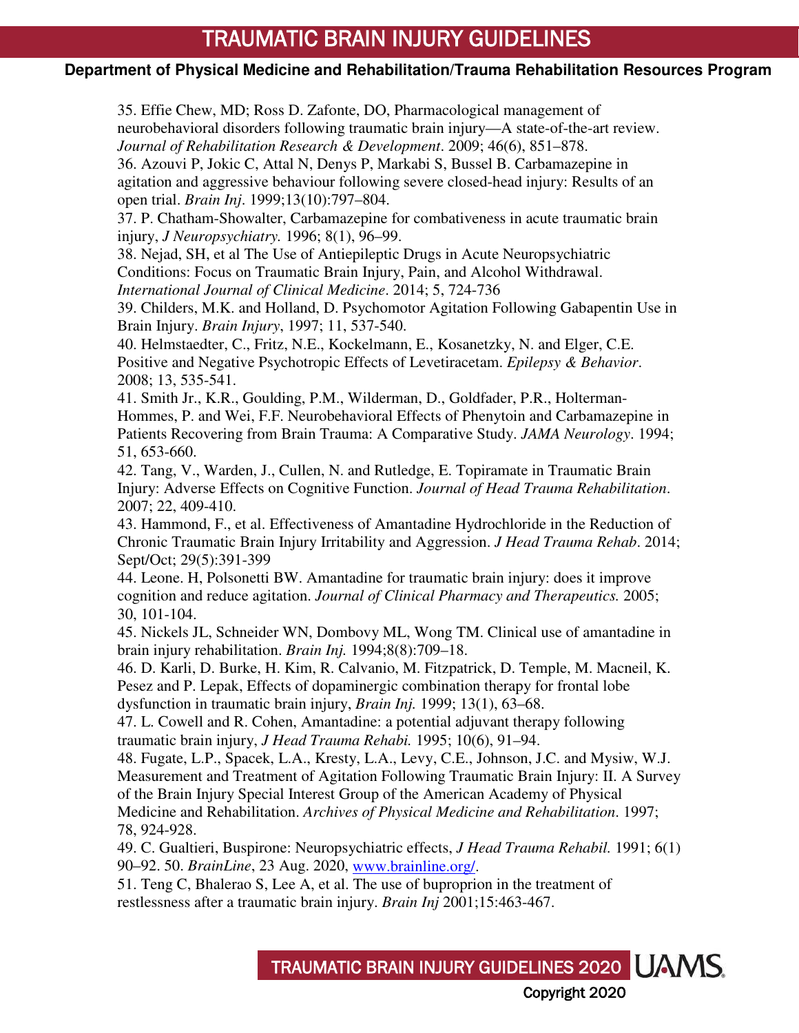35. Effie Chew, MD; Ross D. Zafonte, DO, Pharmacological management of neurobehavioral disorders following traumatic brain injury—A state-of-the-art review. *Journal of Rehabilitation Research & Development*. 2009; 46(6), 851–878.
36. Azouvi P, Jokic C, Attal N, Denys P, Markabi S, Bussel B. Carbamazepine in agitation and aggressive behaviour following severe closed-head injury: Results of an open trial. *Brain Inj*. 1999;13(10):797–804.
37. P. Chatham-Showalter, Carbamazepine for combativeness in acute traumatic brain injury, *J Neuropsychiatry.* 1996; 8(1), 96–99.
38. Nejad, SH, et al The Use of Antiepileptic Drugs in Acute Neuropsychiatric Conditions: Focus on Traumatic Brain Injury, Pain, and Alcohol Withdrawal. *International Journal of Clinical Medicine*. 2014; 5, 724-736
39. Childers, M.K. and Holland, D. Psychomotor Agitation Following Gabapentin Use in Brain Injury. *Brain Injury*, 1997; 11, 537-540.
40. Helmstaedter, C., Fritz, N.E., Kockelmann, E., Kosanetzky, N. and Elger, C.E. Positive and Negative Psychotropic Effects of Levetiracetam. *Epilepsy & Behavior*. 2008; 13, 535-541.
41. Smith Jr., K.R., Goulding, P.M., Wilderman, D., Goldfader, P.R., Holterman-Hommes, P. and Wei, F.F. Neurobehavioral Effects of Phenytoin and Carbamazepine in Patients Recovering from Brain Trauma: A Comparative Study. *JAMA Neurology*. 1994; 51, 653-660.
42. Tang, V., Warden, J., Cullen, N. and Rutledge, E. Topiramate in Traumatic Brain Injury: Adverse Effects on Cognitive Function. *Journal of Head Trauma Rehabilitation*. 2007; 22, 409-410.
43. Hammond, F., et al. Effectiveness of Amantadine Hydrochloride in the Reduction of Chronic Traumatic Brain Injury Irritability and Aggression. *J Head Trauma Rehab*. 2014; Sept/Oct; 29(5):391-399
44. Leone. H, Polsonetti BW. Amantadine for traumatic brain injury: does it improve cognition and reduce agitation. *Journal of Clinical Pharmacy and Therapeutics.* 2005; 30, 101-104.
45. Nickels JL, Schneider WN, Dombovy ML, Wong TM. Clinical use of amantadine in brain injury rehabilitation. *Brain Inj.* 1994;8(8):709–18.
46. D. Karli, D. Burke, H. Kim, R. Calvanio, M. Fitzpatrick, D. Temple, M. Macneil, K. Pesez and P. Lepak, Effects of dopaminergic combination therapy for frontal lobe dysfunction in traumatic brain injury, *Brain Inj.* 1999; 13(1), 63–68.
47. L. Cowell and R. Cohen, Amantadine: a potential adjuvant therapy following traumatic brain injury, *J Head Trauma Rehabi.* 1995; 10(6), 91–94.
48. Fugate, L.P., Spacek, L.A., Kresty, L.A., Levy, C.E., Johnson, J.C. and Mysiw, W.J. Measurement and Treatment of Agitation Following Traumatic Brain Injury: II. A Survey of the Brain Injury Special Interest Group of the American Academy of Physical Medicine and Rehabilitation. *Archives of Physical Medicine and Rehabilitation*. 1997; 78, 924-928.
49. C. Gualtieri, Buspirone: Neuropsychiatric effects, *J Head Trauma Rehabil.* 1991; 6(1) 90–92.
50. *BrainLine*, 23 Aug. 2020, www.brainline.org/.
51. Teng C, Bhalerao S, Lee A, et al. The use of buproprion in the treatment of restlessness after a traumatic brain injury. *Brain Inj* 2001;15:463-467.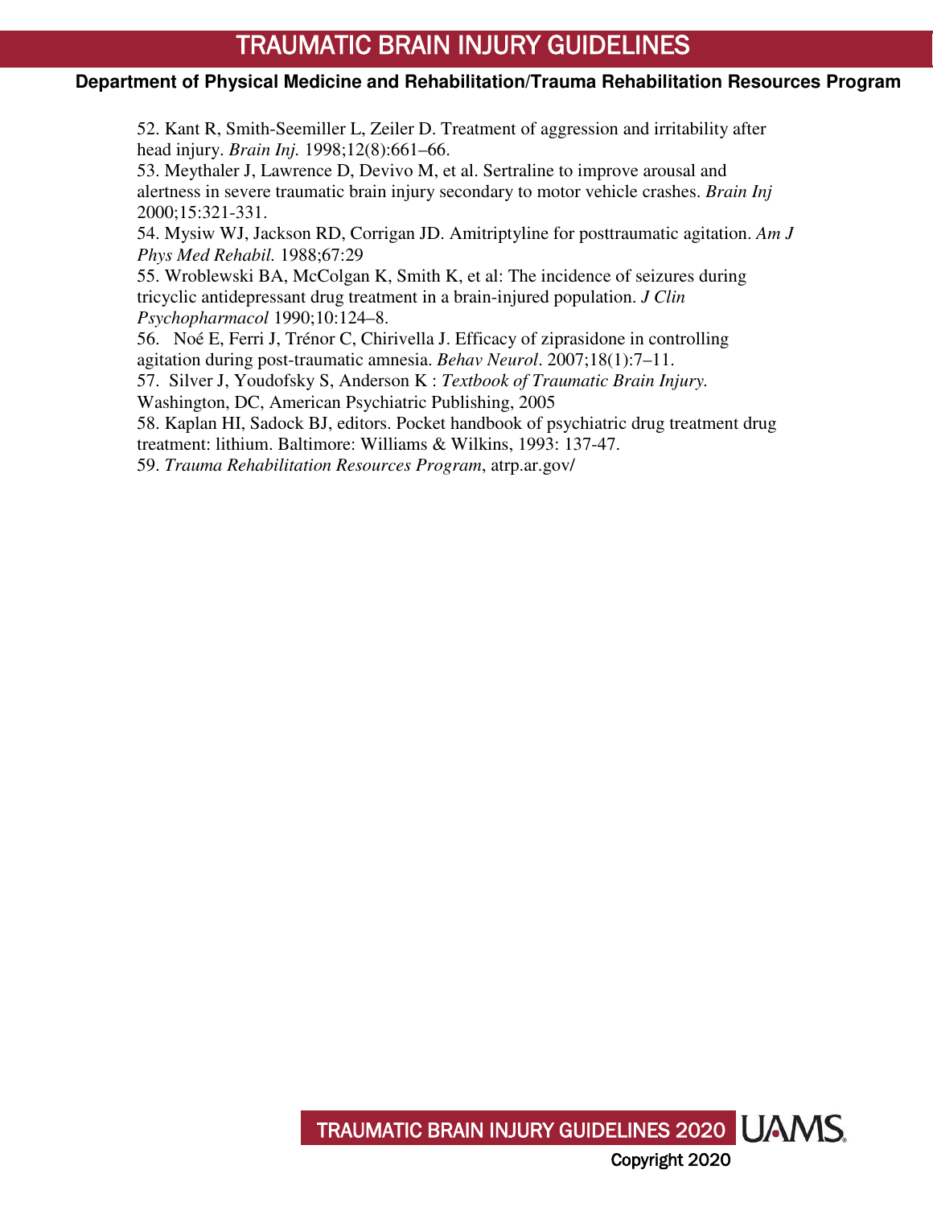52. Kant R, Smith-Seemiller L, Zeiler D. Treatment of aggression and irritability after head injury. *Brain Inj.* 1998;12(8):661–66.

53. Meythaler J, Lawrence D, Devivo M, et al. Sertraline to improve arousal and alertness in severe traumatic brain injury secondary to motor vehicle crashes. *Brain Inj* 2000;15:321-331.

54. Mysiw WJ, Jackson RD, Corrigan JD. Amitriptyline for posttraumatic agitation. *Am J Phys Med Rehabil.* 1988;67:29

55. Wroblewski BA, McColgan K, Smith K, et al: The incidence of seizures during tricyclic antidepressant drug treatment in a brain-injured population. *J Clin Psychopharmacol* 1990;10:124–8.

56. Noé E, Ferri J, Trénor C, Chirivella J. Efficacy of ziprasidone in controlling agitation during post-traumatic amnesia. *Behav Neurol*. 2007;18(1):7–11.

57. Silver J, Youdofsky S, Anderson K : *Textbook of Traumatic Brain Injury.* Washington, DC, American Psychiatric Publishing, 2005

58. Kaplan HI, Sadock BJ, editors. Pocket handbook of psychiatric drug treatment drug treatment: lithium. Baltimore: Williams & Wilkins, 1993: 137-47.

59. *Trauma Rehabilitation Resources Program*, atrp.ar.gov/